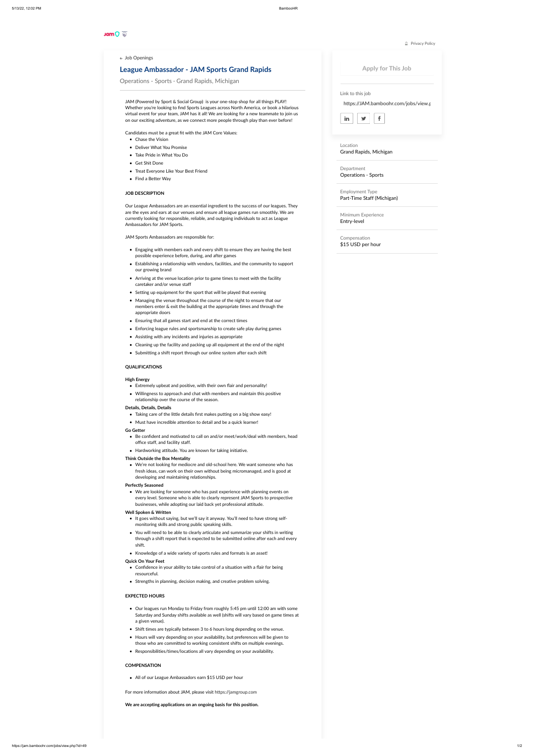Privacy Policy

← Job Openings

# League Ambassador - JAM Sports Grand Rapids

Operations - Sports · Grand Rapids, Michigan

JAM (Powered by Sport & Social Group) is your one-stop shop for all things PLAY! Whether you're looking to find Sports Leagues across North America, or book a hilarious virtual event for your team, JAM has it all! We are looking for a new teammate to join us on our exciting adventure, as we connect more people through play than ever before!

Candidates must be a great fit with the JAM Core Values:

- Chase the Vision
- Deliver What You Promise
- Take Pride in What You Do
- Get Shit Done
- Treat Everyone Like Your Best Friend
- Find a Better Way

**JOB DESCRIPTION**

Our League Ambassadors are an essential ingredient to the success of our leagues. They are the eyes and ears at our venues and ensure all league games run smoothly. We are currently looking for responsible, reliable, and outgoing individuals to act as League Ambassadors for JAM Sports.

JAM Sports Ambassadors are responsible for:

- Engaging with members each and every shift to ensure they are having the best possible experience before, during, and after games
- Establishing a relationship with vendors, facilities, and the community to support our growing brand
- Arriving at the venue location prior to game times to meet with the facility caretaker and/or venue staff
- Setting up equipment for the sport that will be played that evening
- Managing the venue throughout the course of the night to ensure that our members enter & exit the building at the appropriate times and through the appropriate doors
- Ensuring that all games start and end at the correct times
- Enforcing league rules and sportsmanship to create safe play during games
- Assisting with any incidents and injuries as appropriate
- Cleaning up the facility and packing up all equipment at the end of the night
- Submitting a shift report through our online system after each shift

**QUALIFICATIONS**

**High Energy**

- Extremely upbeat and positive, with their own flair and personality!
- Willingness to approach and chat with members and maintain this positive relationship over the course of the season.

**Details, Details, Details**

- Taking care of the little details first makes putting on a big show easy!
- Must have incredible attention to detail and be a quick learner!

**Go Getter**

- Be confident and motivated to call on and/or meet/work/deal with members, head office staff, and facility staff.
- Hardworking attitude. You are known for taking initiative.

**Think Outside the Box Mentality**

- We're not looking for mediocre and old-school here. We want someone who has fresh ideas, can work on their own without being micromanaged, and is good at developing and maintaining relationships.

**Perfectly Seasoned**

- We are looking for someone who has past experience with planning events on every level. Someone who is able to clearly represent JAM Sports to prospective businesses, while adopting our laid back yet professional attitude.

**Well Spoken & Written**

- It goes without saying, but we'll say it anyway. You'll need to have strong self-monitoring skills and strong public speaking skills.
- You will need to be able to clearly articulate and summarize your shifts in writing through a shift report that is expected to be submitted online after each and every shift.
- Knowledge of a wide variety of sports rules and formats is an asset!

**Quick On Your Feet**

- Confidence in your ability to take control of a situation with a flair for being resourceful.
- Strengths in planning, decision making, and creative problem solving.

**EXPECTED HOURS**

- Our leagues run Monday to Friday from roughly 5:45 pm until 12:00 am with some Saturday and Sunday shifts available as well (shifts will vary based on game times at a given venue).
- Shift times are typically between 3 to 6 hours long depending on the venue.
- Hours will vary depending on your availability, but preferences will be given to those who are committed to working consistent shifts on multiple evenings.
- Responsibilities/times/locations all vary depending on your availability.

**COMPENSATION**

- All of our League Ambassadors earn $15 USD per hour

For more information about JAM, please visit https://jamgroup.com

**We are accepting applications on an ongoing basis for this position.**

Apply for This Job

Link to this job

https://JAM.bamboohr.com/jobs/view.p

Location
Grand Rapids, Michigan

Department
Operations - Sports

Employment Type
Part-Time Staff (Michigan)

Minimum Experience
Entry-level

Compensation
$15 USD per hour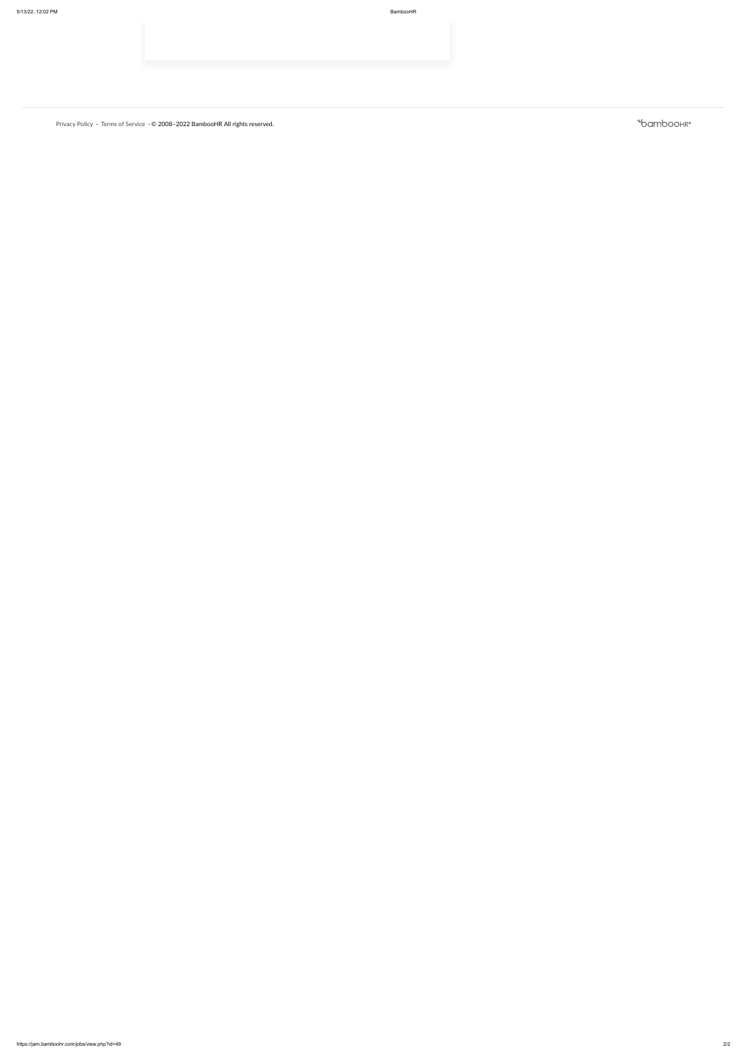Privacy Policy · Terms of Service · © 2008–2022 BambooHR All rights reserved.

bambooHR®